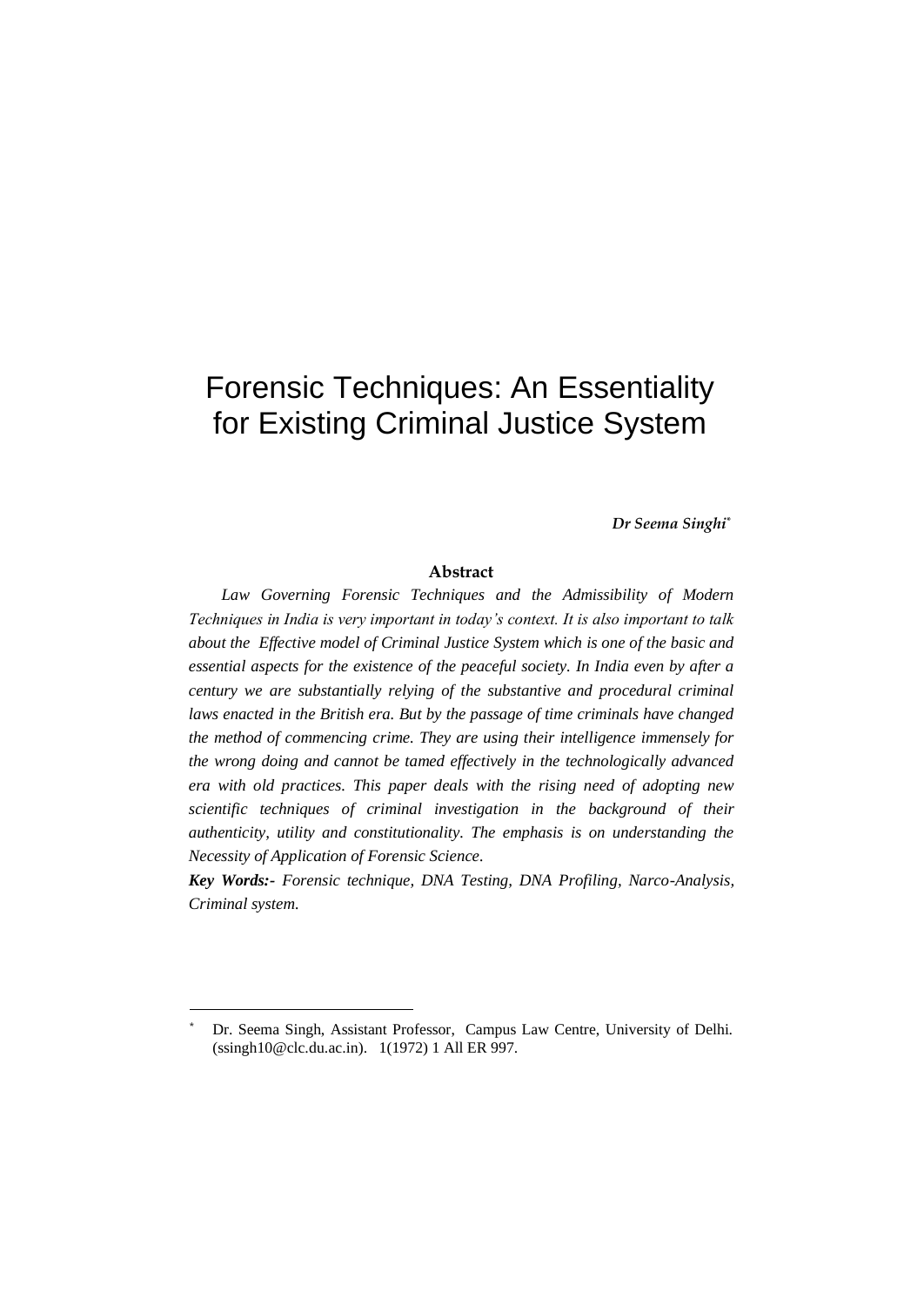# Forensic Techniques: An Essentiality for Existing Criminal Justice System

***Dr Seema Singhi**** 

**Abstract**

*Law Governing Forensic Techniques and the Admissibility of Modern Techniques in India is very important in today's context. It is also important to talk about the Effective model of Criminal Justice System which is one of the basic and essential aspects for the existence of the peaceful society. In India even by after a century we are substantially relying of the substantive and procedural criminal laws enacted in the British era. But by the passage of time criminals have changed the method of commencing crime. They are using their intelligence immensely for the wrong doing and cannot be tamed effectively in the technologically advanced era with old practices. This paper deals with the rising need of adopting new scientific techniques of criminal investigation in the background of their authenticity, utility and constitutionality. The emphasis is on understanding the Necessity of Application of Forensic Science.*

***Key Words:-** Forensic technique, DNA Testing, DNA Profiling, Narco-Analysis, Criminal system.*

---

\* Dr. Seema Singh, Assistant Professor, Campus Law Centre, University of Delhi. (ssingh10@clc.du.ac.in). 1(1972) 1 All ER 997.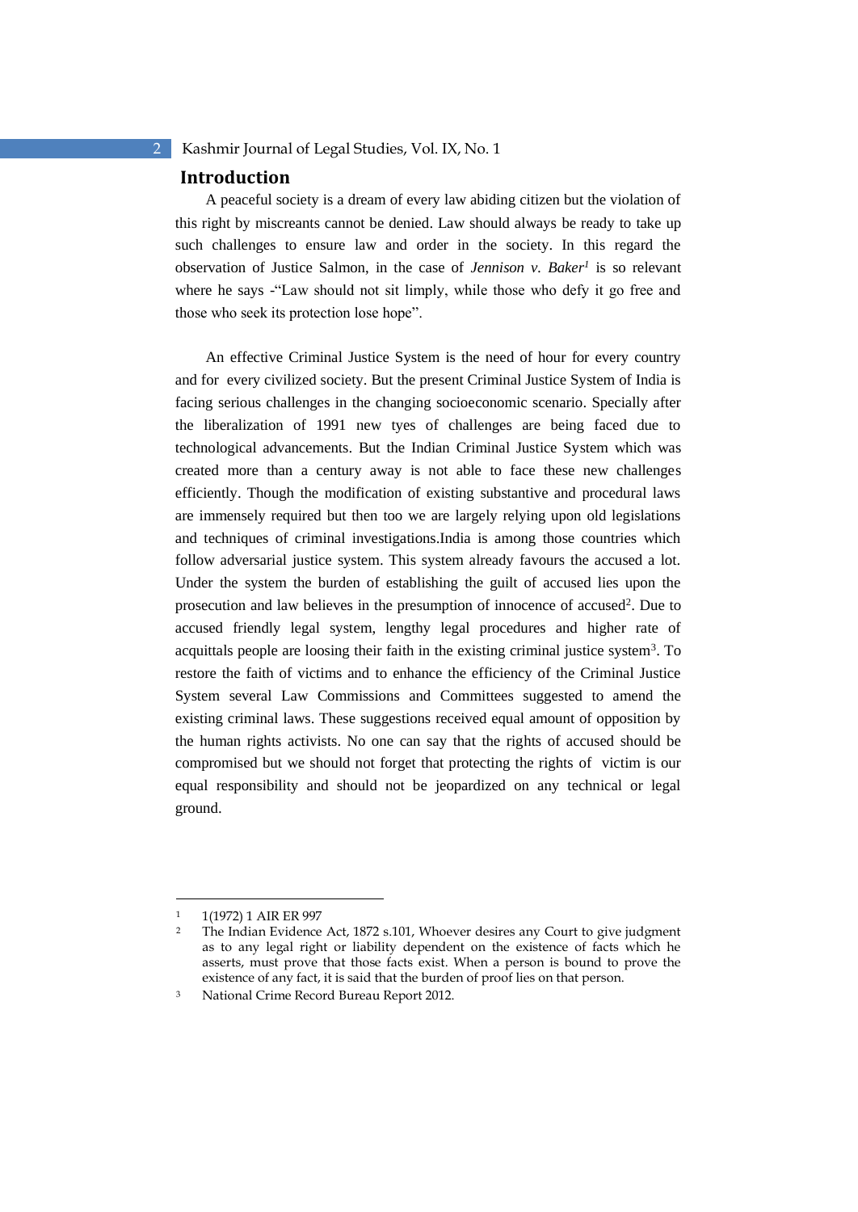## Introduction

A peaceful society is a dream of every law abiding citizen but the violation of this right by miscreants cannot be denied. Law should always be ready to take up such challenges to ensure law and order in the society. In this regard the observation of Justice Salmon, in the case of *Jennison v. Baker*[1] is so relevant where he says -"Law should not sit limply, while those who defy it go free and those who seek its protection lose hope".

An effective Criminal Justice System is the need of hour for every country and for every civilized society. But the present Criminal Justice System of India is facing serious challenges in the changing socioeconomic scenario. Specially after the liberalization of 1991 new tyes of challenges are being faced due to technological advancements. But the Indian Criminal Justice System which was created more than a century away is not able to face these new challenges efficiently. Though the modification of existing substantive and procedural laws are immensely required but then too we are largely relying upon old legislations and techniques of criminal investigations.India is among those countries which follow adversarial justice system. This system already favours the accused a lot. Under the system the burden of establishing the guilt of accused lies upon the prosecution and law believes in the presumption of innocence of accused[2]. Due to accused friendly legal system, lengthy legal procedures and higher rate of acquittals people are loosing their faith in the existing criminal justice system[3]. To restore the faith of victims and to enhance the efficiency of the Criminal Justice System several Law Commissions and Committees suggested to amend the existing criminal laws. These suggestions received equal amount of opposition by the human rights activists. No one can say that the rights of accused should be compromised but we should not forget that protecting the rights of victim is our equal responsibility and should not be jeopardized on any technical or legal ground.

---

[1] 1(1972) 1 AIR ER 997

[2] The Indian Evidence Act, 1872 s.101, Whoever desires any Court to give judgment as to any legal right or liability dependent on the existence of facts which he asserts, must prove that those facts exist. When a person is bound to prove the existence of any fact, it is said that the burden of proof lies on that person.

[3] National Crime Record Bureau Report 2012.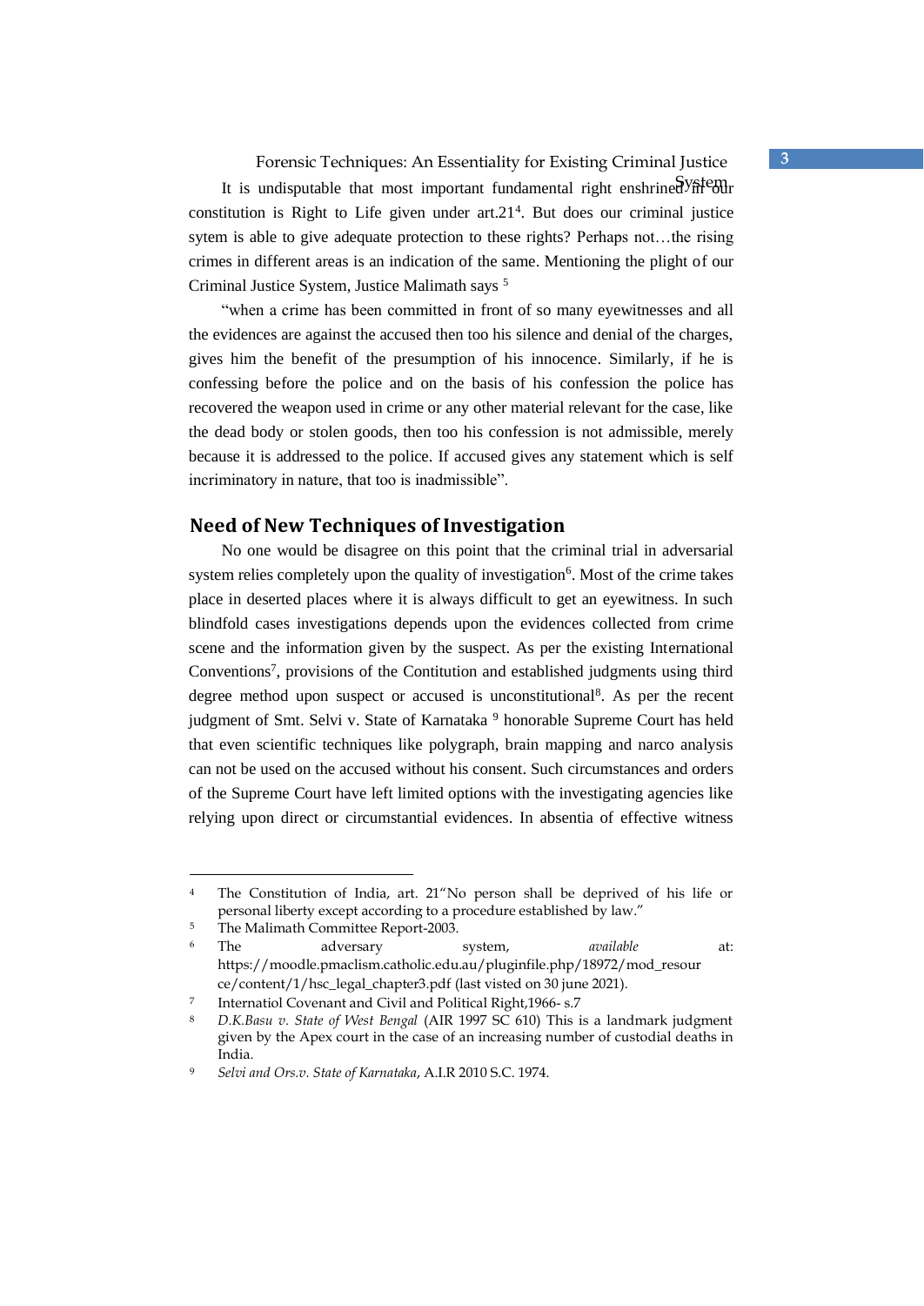It is undisputable that most important fundamental right enshrined in our constitution is Right to Life given under art.21[4]. But does our criminal justice sytem is able to give adequate protection to these rights? Perhaps not…the rising crimes in different areas is an indication of the same. Mentioning the plight of our Criminal Justice System, Justice Malimath says [5]

"when a crime has been committed in front of so many eyewitnesses and all the evidences are against the accused then too his silence and denial of the charges, gives him the benefit of the presumption of his innocence. Similarly, if he is confessing before the police and on the basis of his confession the police has recovered the weapon used in crime or any other material relevant for the case, like the dead body or stolen goods, then too his confession is not admissible, merely because it is addressed to the police. If accused gives any statement which is self incriminatory in nature, that too is inadmissible".

## Need of New Techniques of Investigation

No one would be disagree on this point that the criminal trial in adversarial system relies completely upon the quality of investigation[6]. Most of the crime takes place in deserted places where it is always difficult to get an eyewitness. In such blindfold cases investigations depends upon the evidences collected from crime scene and the information given by the suspect. As per the existing International Conventions[7], provisions of the Contitution and established judgments using third degree method upon suspect or accused is unconstitutional[8]. As per the recent judgment of Smt. Selvi v. State of Karnataka [9] honorable Supreme Court has held that even scientific techniques like polygraph, brain mapping and narco analysis can not be used on the accused without his consent. Such circumstances and orders of the Supreme Court have left limited options with the investigating agencies like relying upon direct or circumstantial evidences. In absentia of effective witness

---

[4] The Constitution of India, art. 21"No person shall be deprived of his life or personal liberty except according to a procedure established by law."

[5] The Malimath Committee Report-2003.

[6] The adversary system, *available* at: https://moodle.pmaclism.catholic.edu.au/pluginfile.php/18972/mod_resource/content/1/hsc_legal_chapter3.pdf (last visted on 30 june 2021).

[7] Internatiol Covenant and Civil and Political Right,1966- s.7

[8] *D.K.Basu v. State of West Bengal* (AIR 1997 SC 610) This is a landmark judgment given by the Apex court in the case of an increasing number of custodial deaths in India.

[9] *Selvi and Ors.v. State of Karnataka*, A.I.R 2010 S.C. 1974.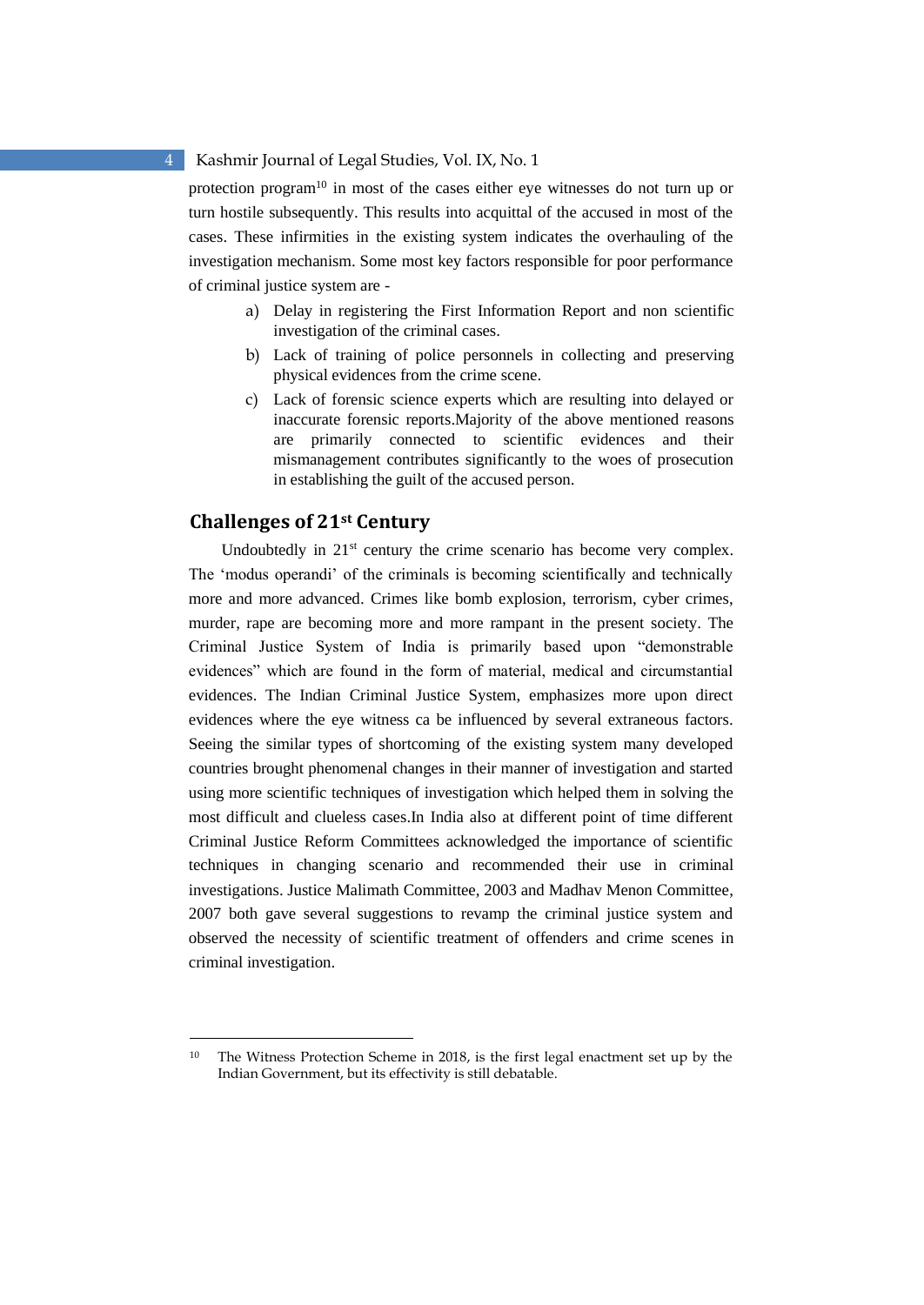protection program[10] in most of the cases either eye witnesses do not turn up or turn hostile subsequently. This results into acquittal of the accused in most of the cases. These infirmities in the existing system indicates the overhauling of the investigation mechanism. Some most key factors responsible for poor performance of criminal justice system are -

a) Delay in registering the First Information Report and non scientific investigation of the criminal cases.
b) Lack of training of police personnels in collecting and preserving physical evidences from the crime scene.
c) Lack of forensic science experts which are resulting into delayed or inaccurate forensic reports.Majority of the above mentioned reasons are primarily connected to scientific evidences and their mismanagement contributes significantly to the woes of prosecution in establishing the guilt of the accused person.

## Challenges of 21st Century

Undoubtedly in 21st century the crime scenario has become very complex. The 'modus operandi' of the criminals is becoming scientifically and technically more and more advanced. Crimes like bomb explosion, terrorism, cyber crimes, murder, rape are becoming more and more rampant in the present society. The Criminal Justice System of India is primarily based upon "demonstrable evidences" which are found in the form of material, medical and circumstantial evidences. The Indian Criminal Justice System, emphasizes more upon direct evidences where the eye witness ca be influenced by several extraneous factors. Seeing the similar types of shortcoming of the existing system many developed countries brought phenomenal changes in their manner of investigation and started using more scientific techniques of investigation which helped them in solving the most difficult and clueless cases.In India also at different point of time different Criminal Justice Reform Committees acknowledged the importance of scientific techniques in changing scenario and recommended their use in criminal investigations. Justice Malimath Committee, 2003 and Madhav Menon Committee, 2007 both gave several suggestions to revamp the criminal justice system and observed the necessity of scientific treatment of offenders and crime scenes in criminal investigation.

---

[10] The Witness Protection Scheme in 2018, is the first legal enactment set up by the Indian Government, but its effectivity is still debatable.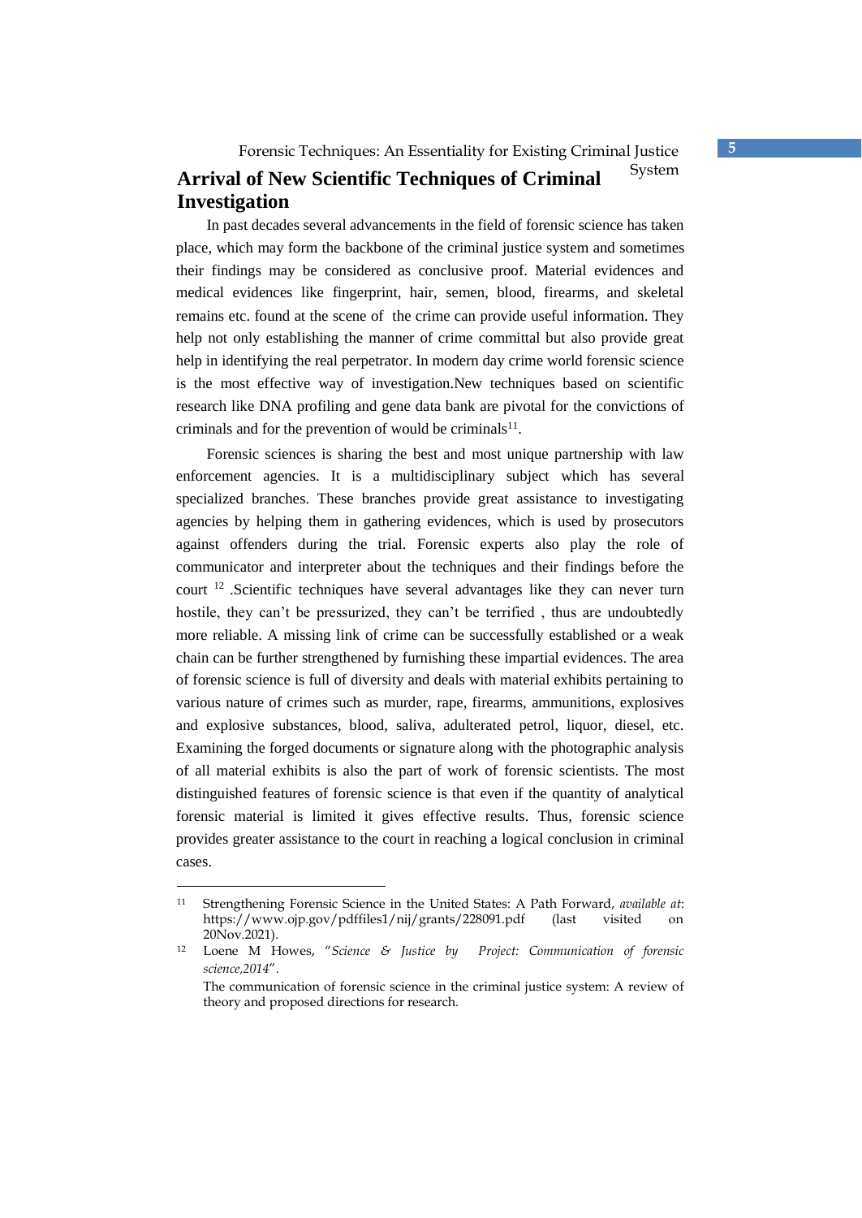## Arrival of New Scientific Techniques of Criminal Investigation

In past decades several advancements in the field of forensic science has taken place, which may form the backbone of the criminal justice system and sometimes their findings may be considered as conclusive proof. Material evidences and medical evidences like fingerprint, hair, semen, blood, firearms, and skeletal remains etc. found at the scene of the crime can provide useful information. They help not only establishing the manner of crime committal but also provide great help in identifying the real perpetrator. In modern day crime world forensic science is the most effective way of investigation.New techniques based on scientific research like DNA profiling and gene data bank are pivotal for the convictions of criminals and for the prevention of would be criminals[11].

Forensic sciences is sharing the best and most unique partnership with law enforcement agencies. It is a multidisciplinary subject which has several specialized branches. These branches provide great assistance to investigating agencies by helping them in gathering evidences, which is used by prosecutors against offenders during the trial. Forensic experts also play the role of communicator and interpreter about the techniques and their findings before the court [12] .Scientific techniques have several advantages like they can never turn hostile, they can't be pressurized, they can't be terrified , thus are undoubtedly more reliable. A missing link of crime can be successfully established or a weak chain can be further strengthened by furnishing these impartial evidences. The area of forensic science is full of diversity and deals with material exhibits pertaining to various nature of crimes such as murder, rape, firearms, ammunitions, explosives and explosive substances, blood, saliva, adulterated petrol, liquor, diesel, etc. Examining the forged documents or signature along with the photographic analysis of all material exhibits is also the part of work of forensic scientists. The most distinguished features of forensic science is that even if the quantity of analytical forensic material is limited it gives effective results. Thus, forensic science provides greater assistance to the court in reaching a logical conclusion in criminal cases.

---

[11] Strengthening Forensic Science in the United States: A Path Forward, *available at*: https://www.ojp.gov/pdffiles1/nij/grants/228091.pdf (last visited on 20Nov.2021).

[12] Loene M Howes, "*Science & Justice by Project: Communication of forensic science,2014*".
The communication of forensic science in the criminal justice system: A review of theory and proposed directions for research.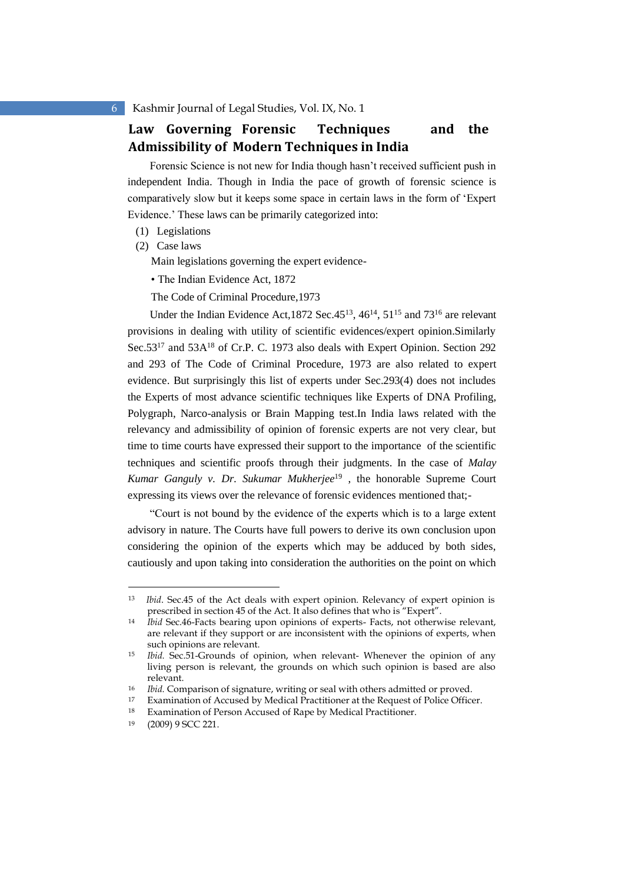## Law Governing Forensic Techniques and the Admissibility of Modern Techniques in India

Forensic Science is not new for India though hasn't received sufficient push in independent India. Though in India the pace of growth of forensic science is comparatively slow but it keeps some space in certain laws in the form of 'Expert Evidence.' These laws can be primarily categorized into:

(1) Legislations

(2) Case laws

Main legislations governing the expert evidence-

• The Indian Evidence Act, 1872

The Code of Criminal Procedure,1973

Under the Indian Evidence Act,1872 Sec.45[13], 46[14], 51[15] and 73[16] are relevant provisions in dealing with utility of scientific evidences/expert opinion.Similarly Sec.53[17] and 53A[18] of Cr.P. C. 1973 also deals with Expert Opinion. Section 292 and 293 of The Code of Criminal Procedure, 1973 are also related to expert evidence. But surprisingly this list of experts under Sec.293(4) does not includes the Experts of most advance scientific techniques like Experts of DNA Profiling, Polygraph, Narco-analysis or Brain Mapping test.In India laws related with the relevancy and admissibility of opinion of forensic experts are not very clear, but time to time courts have expressed their support to the importance of the scientific techniques and scientific proofs through their judgments. In the case of *Malay Kumar Ganguly v. Dr. Sukumar Mukherjee*[19] , the honorable Supreme Court expressing its views over the relevance of forensic evidences mentioned that;-

"Court is not bound by the evidence of the experts which is to a large extent advisory in nature. The Courts have full powers to derive its own conclusion upon considering the opinion of the experts which may be adduced by both sides, cautiously and upon taking into consideration the authorities on the point on which

---

[13] *Ibid*. Sec.45 of the Act deals with expert opinion. Relevancy of expert opinion is prescribed in section 45 of the Act. It also defines that who is "Expert".

[14] *Ibid* Sec.46-Facts bearing upon opinions of experts- Facts, not otherwise relevant, are relevant if they support or are inconsistent with the opinions of experts, when such opinions are relevant.

[15] *Ibid.* Sec.51-Grounds of opinion, when relevant- Whenever the opinion of any living person is relevant, the grounds on which such opinion is based are also relevant.

[16] *Ibid.* Comparison of signature, writing or seal with others admitted or proved.

[17] Examination of Accused by Medical Practitioner at the Request of Police Officer.

[18] Examination of Person Accused of Rape by Medical Practitioner.

[19] (2009) 9 SCC 221.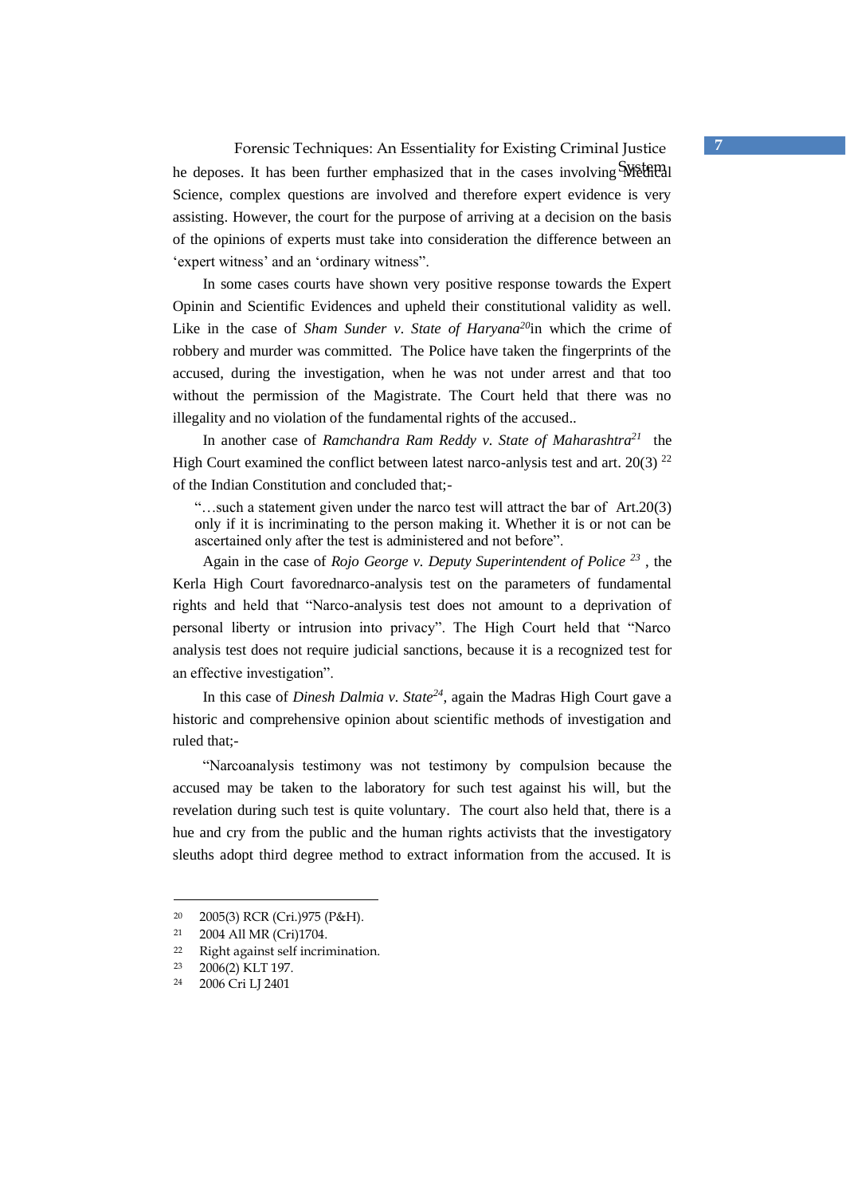he deposes. It has been further emphasized that in the cases involving Medical Science, complex questions are involved and therefore expert evidence is very assisting. However, the court for the purpose of arriving at a decision on the basis of the opinions of experts must take into consideration the difference between an 'expert witness' and an 'ordinary witness".

In some cases courts have shown very positive response towards the Expert Opinin and Scientific Evidences and upheld their constitutional validity as well. Like in the case of *Sham Sunder v. State of Haryana*[20]in which the crime of robbery and murder was committed. The Police have taken the fingerprints of the accused, during the investigation, when he was not under arrest and that too without the permission of the Magistrate. The Court held that there was no illegality and no violation of the fundamental rights of the accused..

In another case of *Ramchandra Ram Reddy v. State of Maharashtra*[21] the High Court examined the conflict between latest narco-anlysis test and art. 20(3) [22] of the Indian Constitution and concluded that;-

> "…such a statement given under the narco test will attract the bar of Art.20(3) only if it is incriminating to the person making it. Whether it is or not can be ascertained only after the test is administered and not before".

Again in the case of *Rojo George v. Deputy Superintendent of Police* [23] , the Kerla High Court favorednarco-analysis test on the parameters of fundamental rights and held that "Narco-analysis test does not amount to a deprivation of personal liberty or intrusion into privacy". The High Court held that "Narco analysis test does not require judicial sanctions, because it is a recognized test for an effective investigation".

In this case of *Dinesh Dalmia v. State*[24], again the Madras High Court gave a historic and comprehensive opinion about scientific methods of investigation and ruled that;-

"Narcoanalysis testimony was not testimony by compulsion because the accused may be taken to the laboratory for such test against his will, but the revelation during such test is quite voluntary. The court also held that, there is a hue and cry from the public and the human rights activists that the investigatory sleuths adopt third degree method to extract information from the accused. It is

---

[20] 2005(3) RCR (Cri.)975 (P&H).

[21] 2004 All MR (Cri)1704.

[22] Right against self incrimination.

[23] 2006(2) KLT 197.

[24] 2006 Cri LJ 2401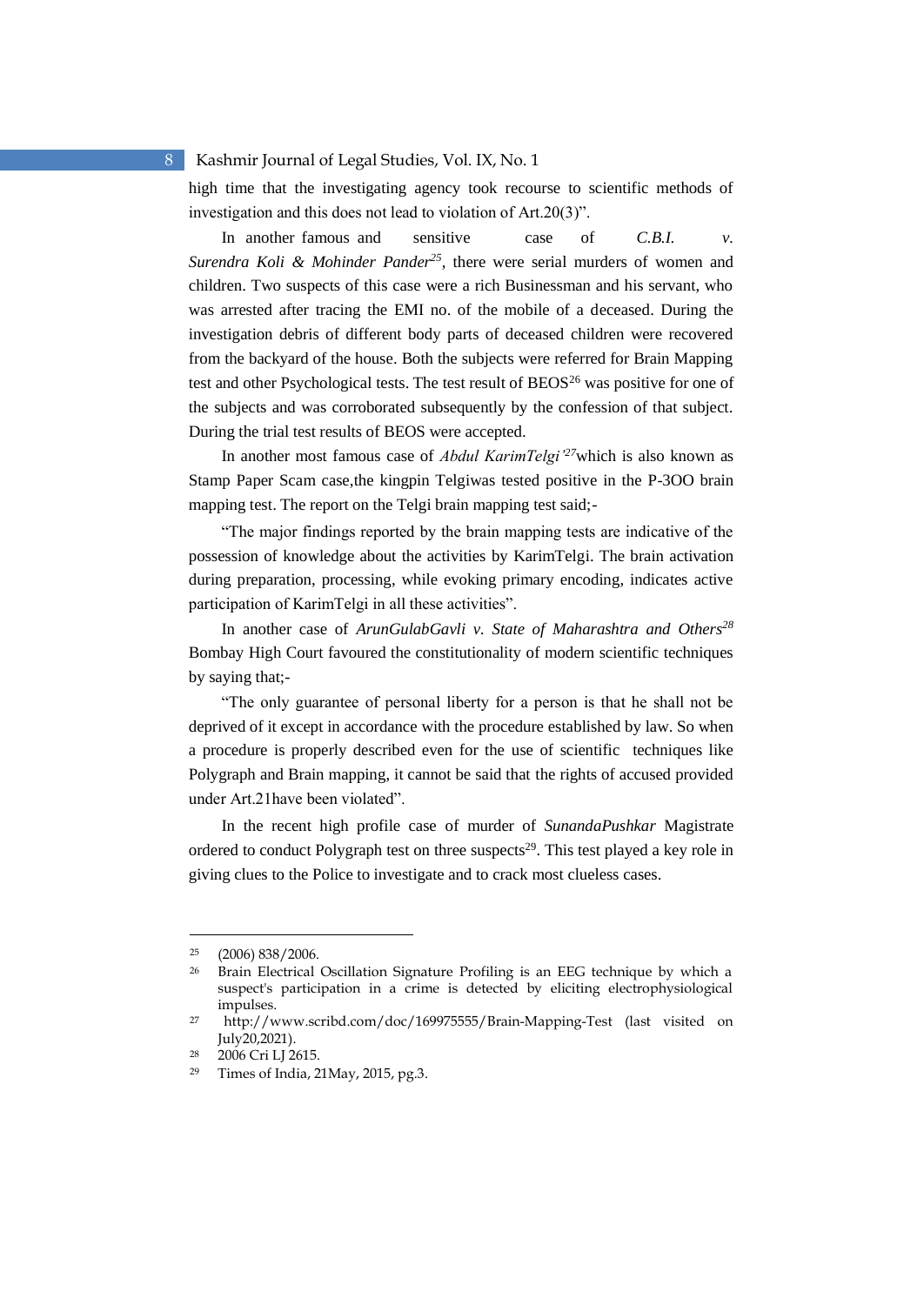high time that the investigating agency took recourse to scientific methods of investigation and this does not lead to violation of Art.20(3)".

In another famous and sensitive case of *C.B.I. v. Surendra Koli & Mohinder Pander*[25], there were serial murders of women and children. Two suspects of this case were a rich Businessman and his servant, who was arrested after tracing the EMI no. of the mobile of a deceased. During the investigation debris of different body parts of deceased children were recovered from the backyard of the house. Both the subjects were referred for Brain Mapping test and other Psychological tests. The test result of BEOS[26] was positive for one of the subjects and was corroborated subsequently by the confession of that subject. During the trial test results of BEOS were accepted.

In another most famous case of *Abdul KarimTelgi'*[27]which is also known as Stamp Paper Scam case,the kingpin Telgiwas tested positive in the P-3OO brain mapping test. The report on the Telgi brain mapping test said;-

"The major findings reported by the brain mapping tests are indicative of the possession of knowledge about the activities by KarimTelgi. The brain activation during preparation, processing, while evoking primary encoding, indicates active participation of KarimTelgi in all these activities".

In another case of *ArunGulabGavli v. State of Maharashtra and Others*[28] Bombay High Court favoured the constitutionality of modern scientific techniques by saying that;-

"The only guarantee of personal liberty for a person is that he shall not be deprived of it except in accordance with the procedure established by law. So when a procedure is properly described even for the use of scientific techniques like Polygraph and Brain mapping, it cannot be said that the rights of accused provided under Art.21have been violated".

In the recent high profile case of murder of *SunandaPushkar* Magistrate ordered to conduct Polygraph test on three suspects[29]. This test played a key role in giving clues to the Police to investigate and to crack most clueless cases.

---

[25] (2006) 838/2006.

[26] Brain Electrical Oscillation Signature Profiling is an EEG technique by which a suspect's participation in a crime is detected by eliciting electrophysiological impulses.

[27] http://www.scribd.com/doc/169975555/Brain-Mapping-Test (last visited on July20,2021).

[28] 2006 Cri LJ 2615.

[29] Times of India, 21May, 2015, pg.3.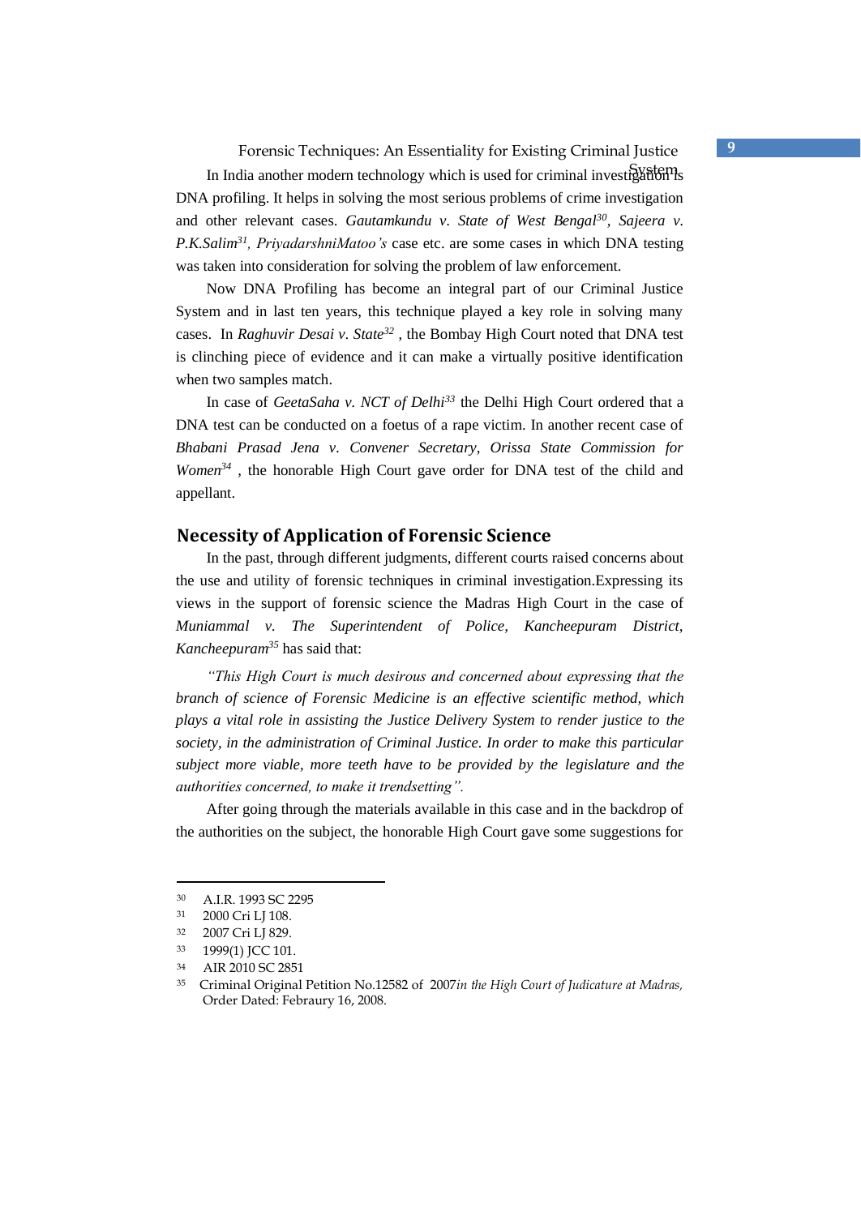In India another modern technology which is used for criminal investigation is DNA profiling. It helps in solving the most serious problems of crime investigation and other relevant cases. *Gautamkundu v. State of West Bengal*[30], *Sajeera v. P.K.Salim*[31], *PriyadarshniMatoo's* case etc. are some cases in which DNA testing was taken into consideration for solving the problem of law enforcement.

Now DNA Profiling has become an integral part of our Criminal Justice System and in last ten years, this technique played a key role in solving many cases. In *Raghuvir Desai v. State*[32] , the Bombay High Court noted that DNA test is clinching piece of evidence and it can make a virtually positive identification when two samples match.

In case of *GeetaSaha v. NCT of Delhi*[33] the Delhi High Court ordered that a DNA test can be conducted on a foetus of a rape victim. In another recent case of *Bhabani Prasad Jena v. Convener Secretary, Orissa State Commission for Women*[34] , the honorable High Court gave order for DNA test of the child and appellant.

## Necessity of Application of Forensic Science

In the past, through different judgments, different courts raised concerns about the use and utility of forensic techniques in criminal investigation.Expressing its views in the support of forensic science the Madras High Court in the case of *Muniammal v. The Superintendent of Police, Kancheepuram District, Kancheepuram*[35] has said that:

*"This High Court is much desirous and concerned about expressing that the branch of science of Forensic Medicine is an effective scientific method, which plays a vital role in assisting the Justice Delivery System to render justice to the society, in the administration of Criminal Justice. In order to make this particular subject more viable, more teeth have to be provided by the legislature and the authorities concerned, to make it trendsetting".*

After going through the materials available in this case and in the backdrop of the authorities on the subject, the honorable High Court gave some suggestions for

---

[30] A.I.R. 1993 SC 2295

[31] 2000 Cri LJ 108.

[32] 2007 Cri LJ 829.

[33] 1999(1) JCC 101.

[34] AIR 2010 SC 2851

[35] Criminal Original Petition No.12582 of 2007*in the High Court of Judicature at Madras,* Order Dated: Febraury 16, 2008.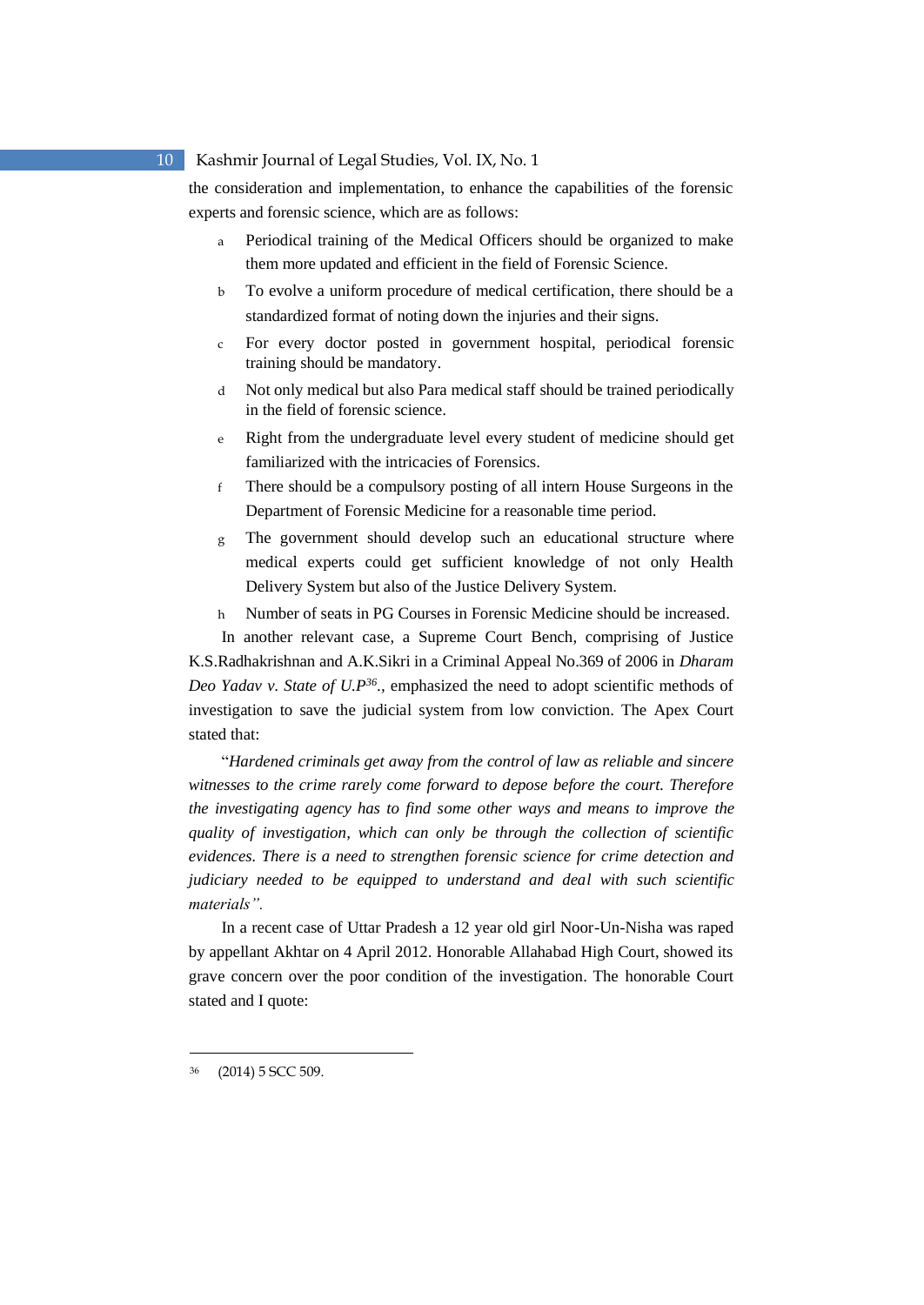the consideration and implementation, to enhance the capabilities of the forensic experts and forensic science, which are as follows:

a. Periodical training of the Medical Officers should be organized to make them more updated and efficient in the field of Forensic Science.
b. To evolve a uniform procedure of medical certification, there should be a standardized format of noting down the injuries and their signs.
c. For every doctor posted in government hospital, periodical forensic training should be mandatory.
d. Not only medical but also Para medical staff should be trained periodically in the field of forensic science.
e. Right from the undergraduate level every student of medicine should get familiarized with the intricacies of Forensics.
f. There should be a compulsory posting of all intern House Surgeons in the Department of Forensic Medicine for a reasonable time period.
g. The government should develop such an educational structure where medical experts could get sufficient knowledge of not only Health Delivery System but also of the Justice Delivery System.
h. Number of seats in PG Courses in Forensic Medicine should be increased.

In another relevant case, a Supreme Court Bench, comprising of Justice K.S.Radhakrishnan and A.K.Sikri in a Criminal Appeal No.369 of 2006 in *Dharam Deo Yadav v. State of U.P*[36]., emphasized the need to adopt scientific methods of investigation to save the judicial system from low conviction. The Apex Court stated that:

"*Hardened criminals get away from the control of law as reliable and sincere witnesses to the crime rarely come forward to depose before the court. Therefore the investigating agency has to find some other ways and means to improve the quality of investigation, which can only be through the collection of scientific evidences. There is a need to strengthen forensic science for crime detection and judiciary needed to be equipped to understand and deal with such scientific materials".*

In a recent case of Uttar Pradesh a 12 year old girl Noor-Un-Nisha was raped by appellant Akhtar on 4 April 2012. Honorable Allahabad High Court, showed its grave concern over the poor condition of the investigation. The honorable Court stated and I quote:

---

[36] (2014) 5 SCC 509.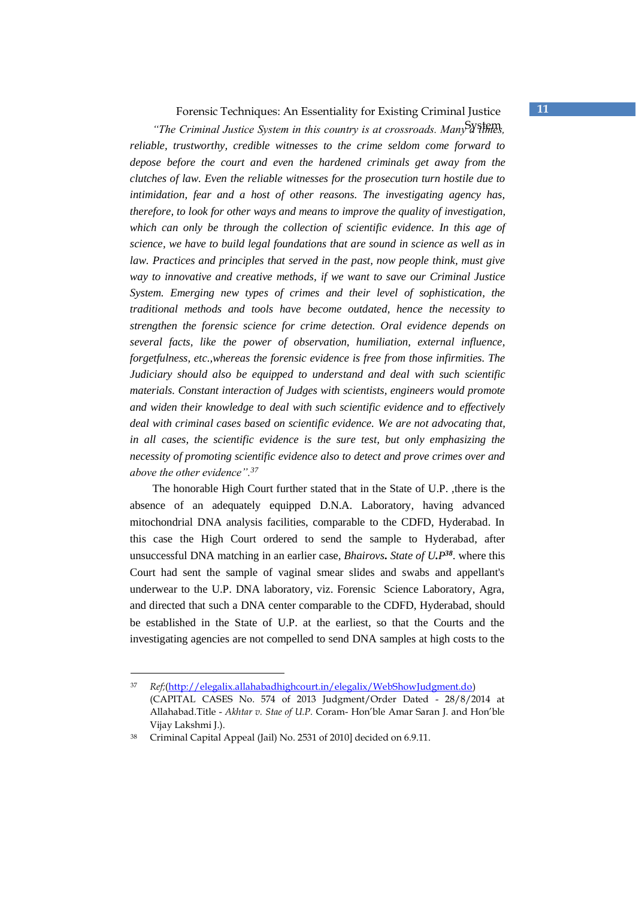*"The Criminal Justice System in this country is at crossroads. Many a times, reliable, trustworthy, credible witnesses to the crime seldom come forward to depose before the court and even the hardened criminals get away from the clutches of law. Even the reliable witnesses for the prosecution turn hostile due to intimidation, fear and a host of other reasons. The investigating agency has, therefore, to look for other ways and means to improve the quality of investigation, which can only be through the collection of scientific evidence. In this age of science, we have to build legal foundations that are sound in science as well as in law. Practices and principles that served in the past, now people think, must give way to innovative and creative methods, if we want to save our Criminal Justice System. Emerging new types of crimes and their level of sophistication, the traditional methods and tools have become outdated, hence the necessity to strengthen the forensic science for crime detection. Oral evidence depends on several facts, like the power of observation, humiliation, external influence, forgetfulness, etc.,whereas the forensic evidence is free from those infirmities. The Judiciary should also be equipped to understand and deal with such scientific materials. Constant interaction of Judges with scientists, engineers would promote and widen their knowledge to deal with such scientific evidence and to effectively deal with criminal cases based on scientific evidence. We are not advocating that, in all cases, the scientific evidence is the sure test, but only emphasizing the necessity of promoting scientific evidence also to detect and prove crimes over and above the other evidence".*[37]

The honorable High Court further stated that in the State of U.P. ,there is the absence of an adequately equipped D.N.A. Laboratory, having advanced mitochondrial DNA analysis facilities, comparable to the CDFD, Hyderabad. In this case the High Court ordered to send the sample to Hyderabad, after unsuccessful DNA matching in an earlier case, *Bhairo***vs.** *State of U.P*[38]. where this Court had sent the sample of vaginal smear slides and swabs and appellant's underwear to the U.P. DNA laboratory, viz. Forensic Science Laboratory, Agra, and directed that such a DNA center comparable to the CDFD, Hyderabad, should be established in the State of U.P. at the earliest, so that the Courts and the investigating agencies are not compelled to send DNA samples at high costs to the

---

37 *Ref;*(http://elegalix.allahabadhighcourt.in/elegalix/WebShowJudgment.do) (CAPITAL CASES No. 574 of 2013 Judgment/Order Dated - 28/8/2014 at Allahabad.Title - *Akhtar v. Stae of U.P.* Coram- Hon'ble Amar Saran J. and Hon'ble Vijay Lakshmi J.).

38 Criminal Capital Appeal (Jail) No. 2531 of 2010] decided on 6.9.11.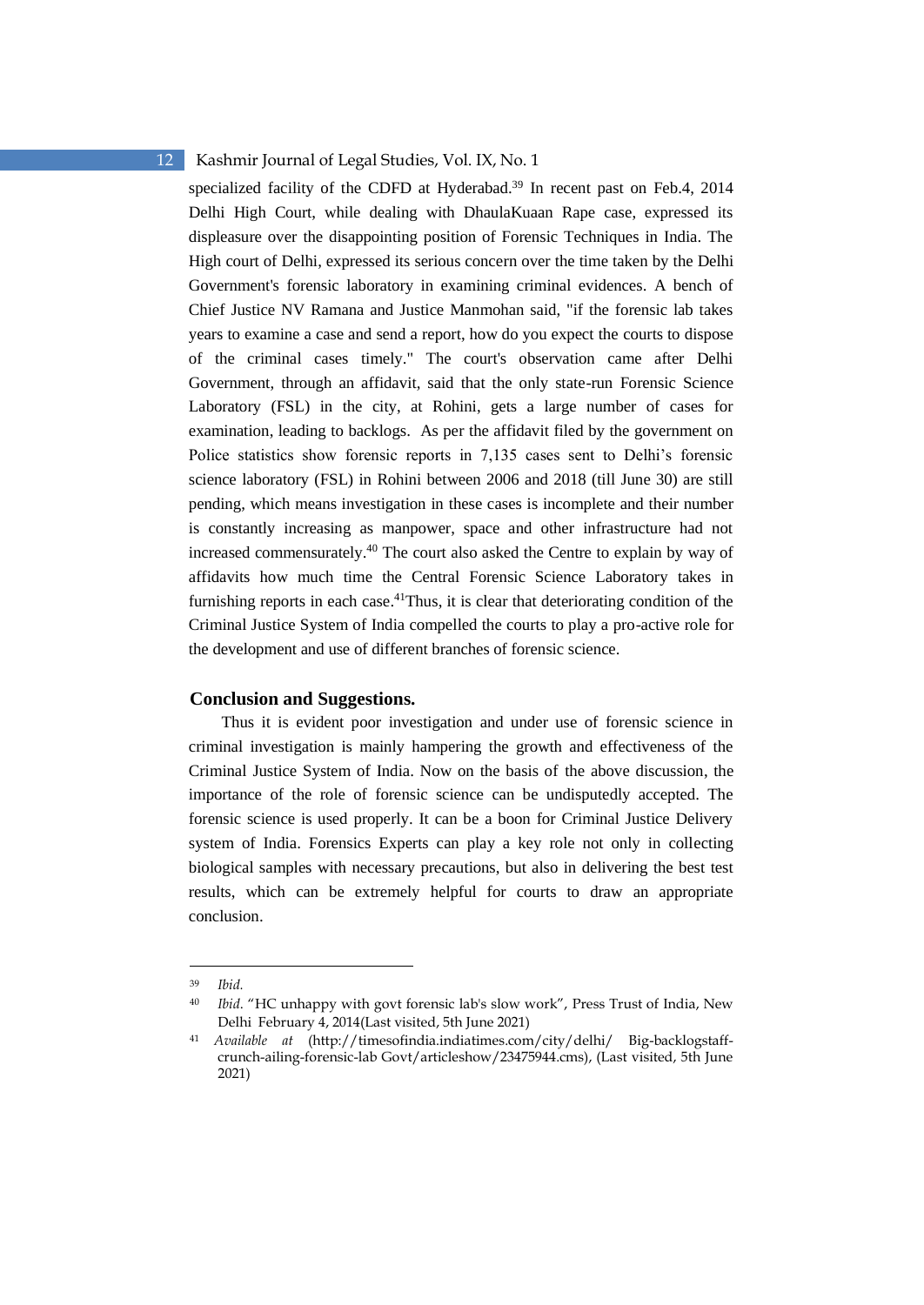specialized facility of the CDFD at Hyderabad.[39] In recent past on Feb.4, 2014 Delhi High Court, while dealing with DhaulaKuaan Rape case, expressed its displeasure over the disappointing position of Forensic Techniques in India. The High court of Delhi, expressed its serious concern over the time taken by the Delhi Government's forensic laboratory in examining criminal evidences. A bench of Chief Justice NV Ramana and Justice Manmohan said, "if the forensic lab takes years to examine a case and send a report, how do you expect the courts to dispose of the criminal cases timely." The court's observation came after Delhi Government, through an affidavit, said that the only state-run Forensic Science Laboratory (FSL) in the city, at Rohini, gets a large number of cases for examination, leading to backlogs. As per the affidavit filed by the government on Police statistics show forensic reports in 7,135 cases sent to Delhi's forensic science laboratory (FSL) in Rohini between 2006 and 2018 (till June 30) are still pending, which means investigation in these cases is incomplete and their number is constantly increasing as manpower, space and other infrastructure had not increased commensurately.[40] The court also asked the Centre to explain by way of affidavits how much time the Central Forensic Science Laboratory takes in furnishing reports in each case.[41]Thus, it is clear that deteriorating condition of the Criminal Justice System of India compelled the courts to play a pro-active role for the development and use of different branches of forensic science.

## Conclusion and Suggestions.

Thus it is evident poor investigation and under use of forensic science in criminal investigation is mainly hampering the growth and effectiveness of the Criminal Justice System of India. Now on the basis of the above discussion, the importance of the role of forensic science can be undisputedly accepted. The forensic science is used properly. It can be a boon for Criminal Justice Delivery system of India. Forensics Experts can play a key role not only in collecting biological samples with necessary precautions, but also in delivering the best test results, which can be extremely helpful for courts to draw an appropriate conclusion.

---

[39] *Ibid.*

[40] *Ibid.* "HC unhappy with govt forensic lab's slow work", Press Trust of India, New Delhi February 4, 2014(Last visited, 5th June 2021)

[41] *Available at* (http://timesofindia.indiatimes.com/city/delhi/ Big-backlogstaff-crunch-ailing-forensic-lab Govt/articleshow/23475944.cms), (Last visited, 5th June 2021)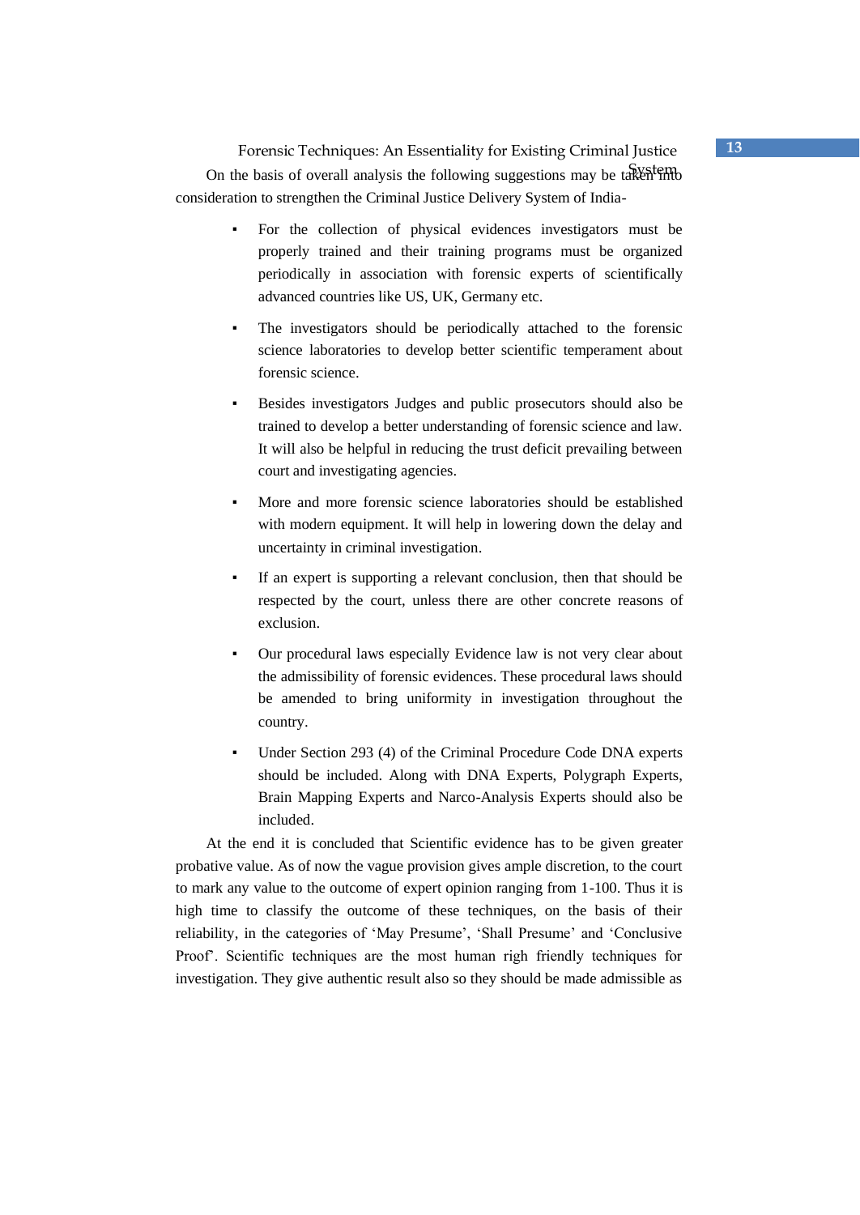On the basis of overall analysis the following suggestions may be taken into consideration to strengthen the Criminal Justice Delivery System of India-

- For the collection of physical evidences investigators must be properly trained and their training programs must be organized periodically in association with forensic experts of scientifically advanced countries like US, UK, Germany etc.
- The investigators should be periodically attached to the forensic science laboratories to develop better scientific temperament about forensic science.
- Besides investigators Judges and public prosecutors should also be trained to develop a better understanding of forensic science and law. It will also be helpful in reducing the trust deficit prevailing between court and investigating agencies.
- More and more forensic science laboratories should be established with modern equipment. It will help in lowering down the delay and uncertainty in criminal investigation.
- If an expert is supporting a relevant conclusion, then that should be respected by the court, unless there are other concrete reasons of exclusion.
- Our procedural laws especially Evidence law is not very clear about the admissibility of forensic evidences. These procedural laws should be amended to bring uniformity in investigation throughout the country.
- Under Section 293 (4) of the Criminal Procedure Code DNA experts should be included. Along with DNA Experts, Polygraph Experts, Brain Mapping Experts and Narco-Analysis Experts should also be included.

At the end it is concluded that Scientific evidence has to be given greater probative value. As of now the vague provision gives ample discretion, to the court to mark any value to the outcome of expert opinion ranging from 1-100. Thus it is high time to classify the outcome of these techniques, on the basis of their reliability, in the categories of 'May Presume', 'Shall Presume' and 'Conclusive Proof'. Scientific techniques are the most human righ friendly techniques for investigation. They give authentic result also so they should be made admissible as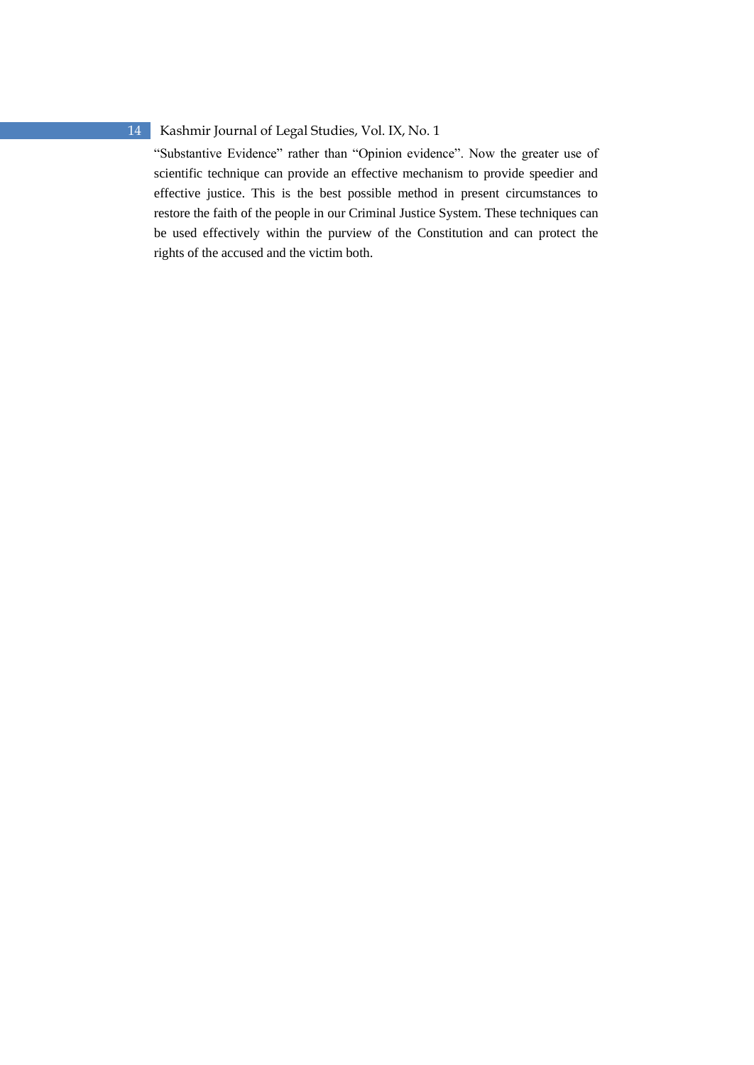"Substantive Evidence" rather than "Opinion evidence". Now the greater use of scientific technique can provide an effective mechanism to provide speedier and effective justice. This is the best possible method in present circumstances to restore the faith of the people in our Criminal Justice System. These techniques can be used effectively within the purview of the Constitution and can protect the rights of the accused and the victim both.